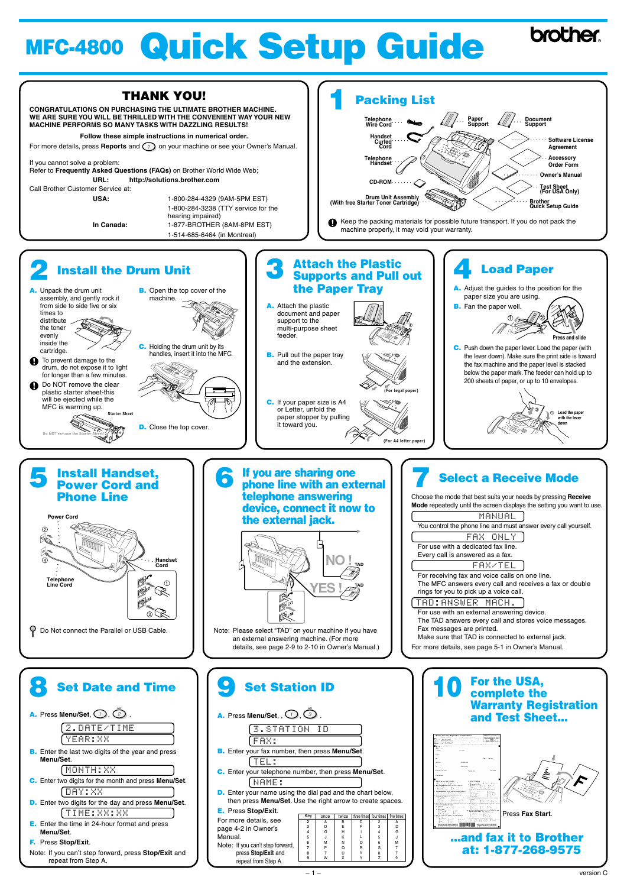# MFC-4800 Quick Setup Guide

brother

## THANK YOU!

**CONGRATULATIONS ON PURCHASING THE ULTIMATE BROTHER MACHINE. WE ARE SURE YOU WILL BE THRILLED WITH THE CONVENIENT WAY YOUR NEW MACHINE PERFORMS SO MANY TASKS WITH DAZZLING RESULTS!**

**Follow these simple instructions in numerical order.**

For more details, press **Reports** and 7 on your machine or see your Owner's Manual.

If you cannot solve a problem:
Refer to **Frequently Asked Questions (FAQs)** on Brother World Wide Web;

**URL:** **http://solutions.brother.com**

Call Brother Customer Service at:

| | |
|---|---|
| **USA:** | 1-800-284-4329 (9AM-5PM EST) |
| | 1-800-284-3238 (TTY service for the hearing impaired) |
| **In Canada:** | 1-877-BROTHER (8AM-8PM EST) |
| | 1-514-685-6464 (in Montreal) |

## 1 Packing List

Telephone Wire Cord · Paper Support · Document Support · Handset Curled Cord · Software License Agreement · Telephone Handset · Accessory Order Form · Owner's Manual · CD-ROM · Test Sheet (For USA Only) · Drum Unit Assembly (With free Starter Toner Cartridge) · Brother Quick Setup Guide

Keep the packing materials for possible future transport. If you do not pack the machine properly, it may void your warranty.

## 2 Install the Drum Unit

**A.** Unpack the drum unit assembly, and gently rock it from side to side five or six times to distribute the toner evenly inside the cartridge.

To prevent damage to the drum, do not expose it to light for longer than a few minutes.

Do NOT remove the clear plastic starter sheet-this will be ejected while the MFC is warming up.

Starter Sheet

Do NOT remove the Starter Sheet!

**B.** Open the top cover of the machine.

**C.** Holding the drum unit by its handles, insert it into the MFC.

**D.** Close the top cover.

## 3 Attach the Plastic Supports and Pull out the Paper Tray

**A.** Attach the plastic document and paper support to the multi-purpose sheet feeder.

**B.** Pull out the paper tray and the extension.

(For legal paper)

**C.** If your paper size is A4 or Letter, unfold the paper stopper by pulling it toward you.

(For A4 letter paper)

## 4 Load Paper

**A.** Adjust the guides to the position for the paper size you are using.

**B.** Fan the paper well.

Press and slide

**C.** Push down the paper lever. Load the paper (with the lever down). Make sure the print side is toward the fax machine and the paper level is stacked below the paper mark. The feeder can hold up to 200 sheets of paper, or up to 10 envelopes.

① Load the paper with the lever down

## 5 Install Handset, Power Cord and Phone Line

Power Cord · Handset Cord · Telephone Line Cord

Do Not connect the Parallel or USB Cable.

## 6 If you are sharing one phone line with an external telephone answering device, connect it now to the external jack.

NO ! TAD

YES ! TAD

Note: Please select "TAD" on your machine if you have an external answering machine. (For more details, see page 2-9 to 2-10 in Owner's Manual.)

## 7 Select a Receive Mode

Choose the mode that best suits your needs by pressing **Receive Mode** repeatedly until the screen displays the setting you want to use.

`MANUAL`
You control the phone line and must answer every call yourself.

`FAX ONLY`
For use with a dedicated fax line.
Every call is answered as a fax.

`FAX/TEL`
For receiving fax and voice calls on one line.
The MFC answers every call and receives a fax or double rings for you to pick up a voice call.

`TAD:ANSWER MACH.`
For use with an external answering device.
The TAD answers every call and stores voice messages.
Fax messages are printed.
Make sure that TAD is connected to external jack.

For more details, see page 5-1 in Owner's Manual.

## 8 Set Date and Time

**A.** Press **Menu/Set**, 1, 2.

`2.DATE/TIME`
`YEAR:XX`

**B.** Enter the last two digits of the year and press **Menu/Set**.

`MONTH:XX`

**C.** Enter two digits for the month and press **Menu/Set**.

`DAY:XX`

**D.** Enter two digits for the day and press **Menu/Set**.

`TIME:XX:XX`

**E.** Enter the time in 24-hour format and press **Menu/Set**.

**F.** Press **Stop/Exit**.

Note: If you can't step forward, press **Stop/Exit** and repeat from Step A.

## 9 Set Station ID

**A.** Press **Menu/Set**, , 1, 3.

`3.STATION ID`
`FAX:`

**B.** Enter your fax number, then press **Menu/Set**.

`TEL:`

**C.** Enter your telephone number, then press **Menu/Set**.

`NAME:`

**D.** Enter your name using the dial pad and the chart below, then press **Menu/Set**. Use the right arrow to create spaces.

**E.** Press **Stop/Exit**.

For more details, see page 4-2 in Owner's Manual.

Note: If you can't step forward, press **Stop/Exit** and repeat from Step A.

| Key | once | twice | three times | four times | five times |
|---|---|---|---|---|---|
| 2 | A | B | C | 2 | A |
| 3 | D | E | F | 3 | D |
| 4 | G | H | I | 4 | G |
| 5 | J | K | L | 5 | J |
| 6 | M | N | O | 6 | M |
| 7 | P | Q | R | S | 7 |
| 8 | T | U | V | 8 | T |
| 9 | W | X | Y | Z | 9 |

## 10 For the USA, complete the Warranty Registration and Test Sheet...

Press **Fax Start**.

**...and fax it to Brother at: 1-877-268-9575**

version C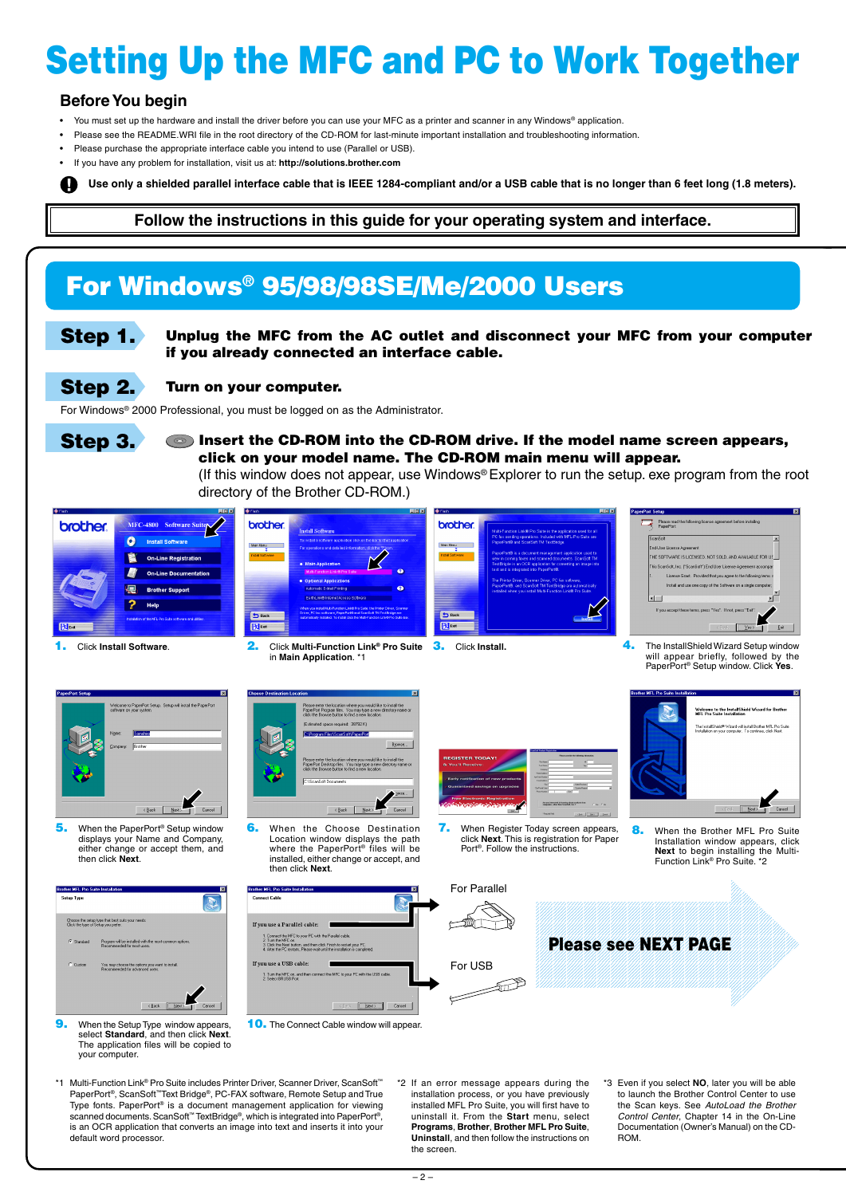# Setting Up the MFC and PC to Work Together

## Before You begin

- You must set up the hardware and install the driver before you can use your MFC as a printer and scanner in any Windows® application.
- Please see the README.WRI file in the root directory of the CD-ROM for last-minute important installation and troubleshooting information.
- Please purchase the appropriate interface cable you intend to use (Parallel or USB).
- If you have any problem for installation, visit us at: **http://solutions.brother.com**

**Use only a shielded parallel interface cable that is IEEE 1284-compliant and/or a USB cable that is no longer than 6 feet long (1.8 meters).**

**Follow the instructions in this guide for your operating system and interface.**

## For Windows® 95/98/98SE/Me/2000 Users

**Step 1.** **Unplug the MFC from the AC outlet and disconnect your MFC from your computer if you already connected an interface cable.**

**Step 2.** **Turn on your computer.**

For Windows® 2000 Professional, you must be logged on as the Administrator.

**Step 3.** **Insert the CD-ROM into the CD-ROM drive. If the model name screen appears, click on your model name. The CD-ROM main menu will appear.**
(If this window does not appear, use Windows® Explorer to run the setup. exe program from the root directory of the Brother CD-ROM.)

1. Click **Install Software**.
2. Click **Multi-Function Link® Pro Suite** in **Main Application**. *1
3. Click **Install**.
4. The InstallShield Wizard Setup window will appear briefly, followed by the PaperPort® Setup window. Click **Yes**.
5. When the PaperPort® Setup window displays your Name and Company, either change or accept them, and then click **Next**.
6. When the Choose Destination Location window displays the path where the PaperPort® files will be installed, either change or accept, and then click **Next**.
7. When Register Today screen appears, click **Next**. This is registration for Paper Port®. Follow the instructions.
8. When the Brother MFL Pro Suite Installation window appears, click **Next** to begin installing the Multi-Function Link® Pro Suite. *2
9. When the Setup Type window appears, select **Standard**, and then click **Next**. The application files will be copied to your computer.
10. The Connect Cable window will appear.

For Parallel

For USB

**Please see NEXT PAGE**

*1 Multi-Function Link® Pro Suite includes Printer Driver, Scanner Driver, ScanSoft™ PaperPort®, ScanSoft™Text Bridge®, PC-FAX software, Remote Setup and True Type fonts. PaperPort® is a document management application for viewing scanned documents. ScanSoft™ TextBridge®, which is integrated into PaperPort®, is an OCR application that converts an image into text and inserts it into your default word processor.

*2 If an error message appears during the installation process, or you have previously installed MFL Pro Suite, you will first have to uninstall it. From the **Start** menu, select **Programs**, **Brother**, **Brother MFL Pro Suite**, **Uninstall**, and then follow the instructions on the screen.

*3 Even if you select **NO**, later you will be able to launch the Brother Control Center to use the Scan keys. See *AutoLoad the Brother Control Center*, Chapter 14 in the On-Line Documentation (Owner's Manual) on the CD-ROM.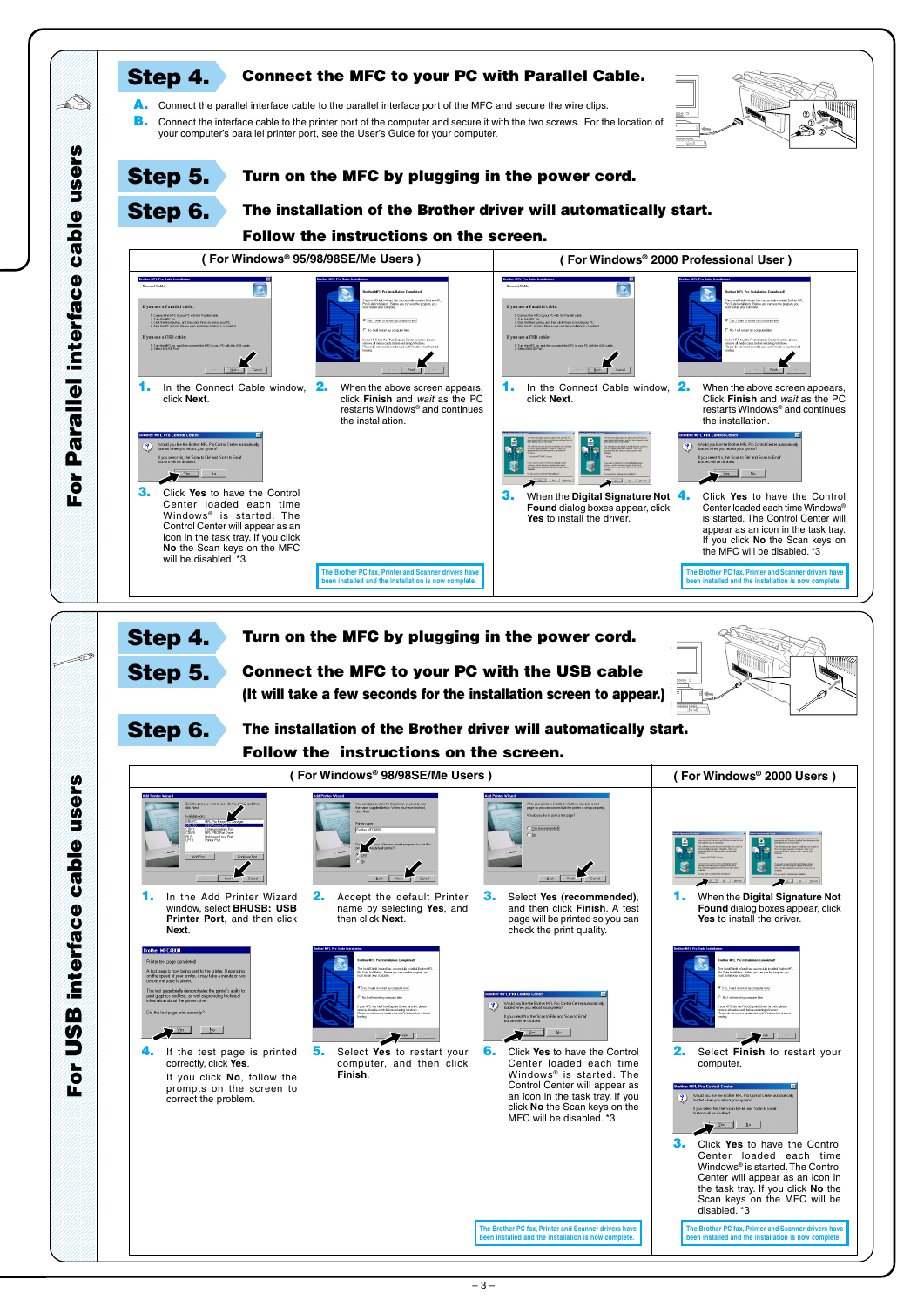# For Parallel interface cable users

## Step 4. Connect the MFC to your PC with Parallel Cable.

**A.** Connect the parallel interface cable to the parallel interface port of the MFC and secure the wire clips.

**B.** Connect the interface cable to the printer port of the computer and secure it with the two screws. For the location of your computer's parallel printer port, see the User's Guide for your computer.

## Step 5. Turn on the MFC by plugging in the power cord.

## Step 6. The installation of the Brother driver will automatically start.

### Follow the instructions on the screen.

#### ( For Windows® 95/98/98SE/Me Users )

1. In the Connect Cable window, click **Next**.

2. When the above screen appears, click **Finish** and *wait* as the PC restarts Windows® and continues the installation.

3. Click **Yes** to have the Control Center loaded each time Windows® is started. The Control Center will appear as an icon in the task tray. If you click **No** the Scan keys on the MFC will be disabled. *3

The Brother PC fax, Printer and Scanner drivers have been installed and the installation is now complete.

#### ( For Windows® 2000 Professional User )

1. In the Connect Cable window, click **Next**.

2. When the above screen appears, Click **Finish** and *wait* as the PC restarts Windows® and continues the installation.

3. When the **Digital Signature Not Found** dialog boxes appear, click **Yes** to install the driver.

4. Click **Yes** to have the Control Center loaded each time Windows® is started. The Control Center will appear as an icon in the task tray. If you click **No** the Scan keys on the MFC will be disabled. *3

The Brother PC fax, Printer and Scanner drivers have been installed and the installation is now complete.

# For USB interface cable users

## Step 4. Turn on the MFC by plugging in the power cord.

## Step 5. Connect the MFC to your PC with the USB cable

**(It will take a few seconds for the installation screen to appear.)**

## Step 6. The installation of the Brother driver will automatically start.

### Follow the instructions on the screen.

#### ( For Windows® 98/98SE/Me Users )

1. In the Add Printer Wizard window, select **BRUSB: USB Printer Port**, and then click **Next**.

2. Accept the default Printer name by selecting **Yes**, and then click **Next**.

3. Select **Yes (recommended)**, and then click **Finish**. A test page will be printed so you can check the print quality.

4. If the test page is printed correctly, click **Yes**.
   If you click **No**, follow the prompts on the screen to correct the problem.

5. Select **Yes** to restart your computer, and then click **Finish**.

6. Click **Yes** to have the Control Center loaded each time Windows® is started. The Control Center will appear as an icon in the task tray. If you click **No** the Scan keys on the MFC will be disabled. *3

The Brother PC fax, Printer and Scanner drivers have been installed and the installation is now complete.

#### ( For Windows® 2000 Users )

1. When the **Digital Signature Not Found** dialog boxes appear, click **Yes** to install the driver.

2. Select **Finish** to restart your computer.

3. Click **Yes** to have the Control Center loaded each time Windows® is started. The Control Center will appear as an icon in the task tray. If you click **No** the Scan keys on the MFC will be disabled. *3

The Brother PC fax, Printer and Scanner drivers have been installed and the installation is now complete.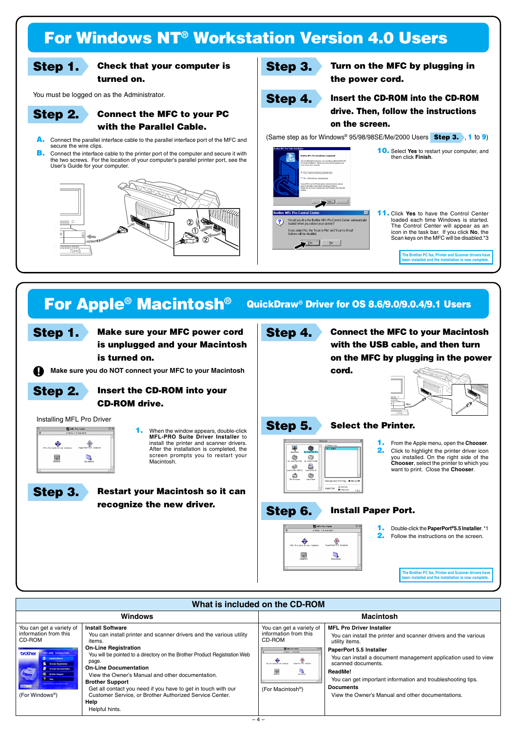# For Windows NT® Workstation Version 4.0 Users

## Step 1. Check that your computer is turned on.

You must be logged on as the Administrator.

## Step 2. Connect the MFC to your PC with the Parallel Cable.

**A.** Connect the parallel interface cable to the parallel interface port of the MFC and secure the wire clips.

**B.** Connect the interface cable to the printer port of the computer and secure it with the two screws. For the location of your computer's parallel printer port, see the User's Guide for your computer.

## Step 3. Turn on the MFC by plugging in the power cord.

## Step 4. Insert the CD-ROM into the CD-ROM drive. Then, follow the instructions on the screen.

(Same step as for Windows® 95/98/98SE/Me/2000 Users **Step 3.**, **1** to **9**)

**10.** Select **Yes** to restart your computer, and then click **Finish**.

**11.** Click **Yes** to have the Control Center loaded each time Windows is started. The Control Center will appear as an icon in the task bar. If you click **No**, the Scan keys on the MFC will be disabled.*3

The Brother PC fax, Printer and Scanner drivers have been installed and the installation is now complete.

# For Apple® Macintosh® QuickDraw® Driver for OS 8.6/9.0/9.0.4/9.1 Users

## Step 1. Make sure your MFC power cord is unplugged and your Macintosh is turned on.

**Make sure you do NOT connect your MFC to your Macintosh**

## Step 2. Insert the CD-ROM into your CD-ROM drive.

Installing MFL Pro Driver

**1.** When the window appears, double-click **MFL-PRO Suite Driver Installer** to install the printer and scanner drivers. After the installation is completed, the screen prompts you to restart your Macintosh.

## Step 3. Restart your Macintosh so it can recognize the new driver.

## Step 4. Connect the MFC to your Macintosh with the USB cable, and then turn on the MFC by plugging in the power cord.

## Step 5. Select the Printer.

**1.** From the Apple menu, open the **Chooser**.

**2.** Click to highlight the printer driver icon you installed. On the right side of the **Chooser**, select the printer to which you want to print. Close the **Chooser**.

## Step 6. Install Paper Port.

**1.** Double-click the **PaperPort®5.5 Installer**. *1

**2.** Follow the instructions on the screen.

The Brother PC fax, Printer and Scanner drivers have been installed and the installation is now complete.

## What is included on the CD-ROM

| Windows | | Macintosh | |
|---|---|---|---|
| You can get a variety of information from this CD-ROM (For Windows®) | **Install Software** You can install printer and scanner drivers and the various utility items. **On-Line Registration** You will be pointed to a directory on the Brother Product Registration Web page. **On-Line Documentation** View the Owner's Manual and other documentation. **Brother Support** Get all contact you need if you have to get in touch with our Customer Service, or Brother Authorized Service Center. **Help** Helpful hints. | You can get a variety of information from this CD-ROM (For Macintosh®) | **MFL Pro Driver Installer** You can install the printer and scanner drivers and the various utility items. **PaperPort 5.5 Installer** You can install a document management application used to view scanned documents. **ReadMe!** You can get important information and troubleshooting tips. **Documents** View the Owner's Manual and other documentations. |